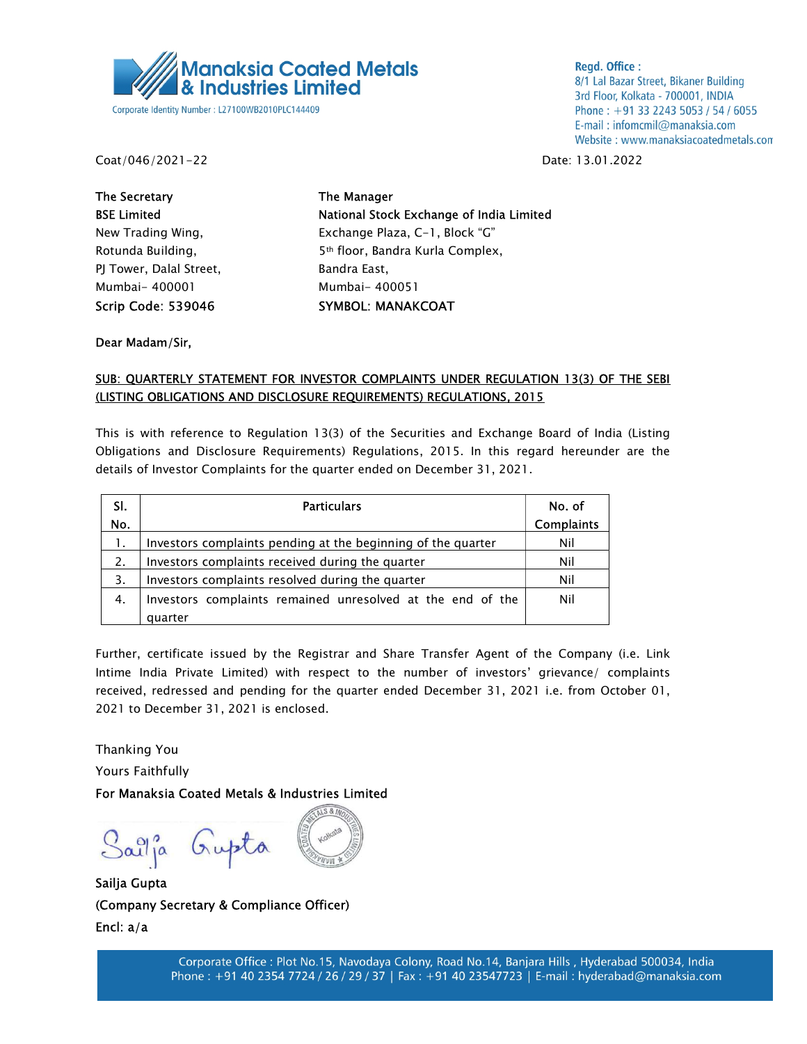**Manaksia Coated Metals & Industries Limited**

Corporate Identity Number : L27100WB2010PLC144409

**Regd. Office :**
8/1 Lal Bazar Street, Bikaner Building
3rd Floor, Kolkata - 700001, INDIA
Phone : +91 33 2243 5053 / 54 / 6055
E-mail : infomcmil@manaksia.com
Website : www.manaksiacoatedmetals.com

Coat/046/2021-22

Date: 13.01.2022

**The Secretary**
**BSE Limited**
New Trading Wing,
Rotunda Building,
PJ Tower, Dalal Street,
Mumbai- 400001
Scrip Code: 539046

**The Manager**
**National Stock Exchange of India Limited**
Exchange Plaza, C-1, Block "G"
5th floor, Bandra Kurla Complex,
Bandra East,
Mumbai- 400051
SYMBOL: MANAKCOAT

Dear Madam/Sir,

**SUB: QUARTERLY STATEMENT FOR INVESTOR COMPLAINTS UNDER REGULATION 13(3) OF THE SEBI (LISTING OBLIGATIONS AND DISCLOSURE REQUIREMENTS) REGULATIONS, 2015**

This is with reference to Regulation 13(3) of the Securities and Exchange Board of India (Listing Obligations and Disclosure Requirements) Regulations, 2015. In this regard hereunder are the details of Investor Complaints for the quarter ended on December 31, 2021.

| Sl. No. | Particulars | No. of Complaints |
|---|---|---|
| 1. | Investors complaints pending at the beginning of the quarter | Nil |
| 2. | Investors complaints received during the quarter | Nil |
| 3. | Investors complaints resolved during the quarter | Nil |
| 4. | Investors complaints remained unresolved at the end of the quarter | Nil |

Further, certificate issued by the Registrar and Share Transfer Agent of the Company (i.e. Link Intime India Private Limited) with respect to the number of investors' grievance/ complaints received, redressed and pending for the quarter ended December 31, 2021 i.e. from October 01, 2021 to December 31, 2021 is enclosed.

Thanking You
Yours Faithfully
For Manaksia Coated Metals & Industries Limited

Sailja Gupta
(Company Secretary & Compliance Officer)
Encl: a/a

Corporate Office : Plot No.15, Navodaya Colony, Road No.14, Banjara Hills , Hyderabad 500034, India
Phone : +91 40 2354 7724 / 26 / 29 / 37 | Fax : +91 40 23547723 | E-mail : hyderabad@manaksia.com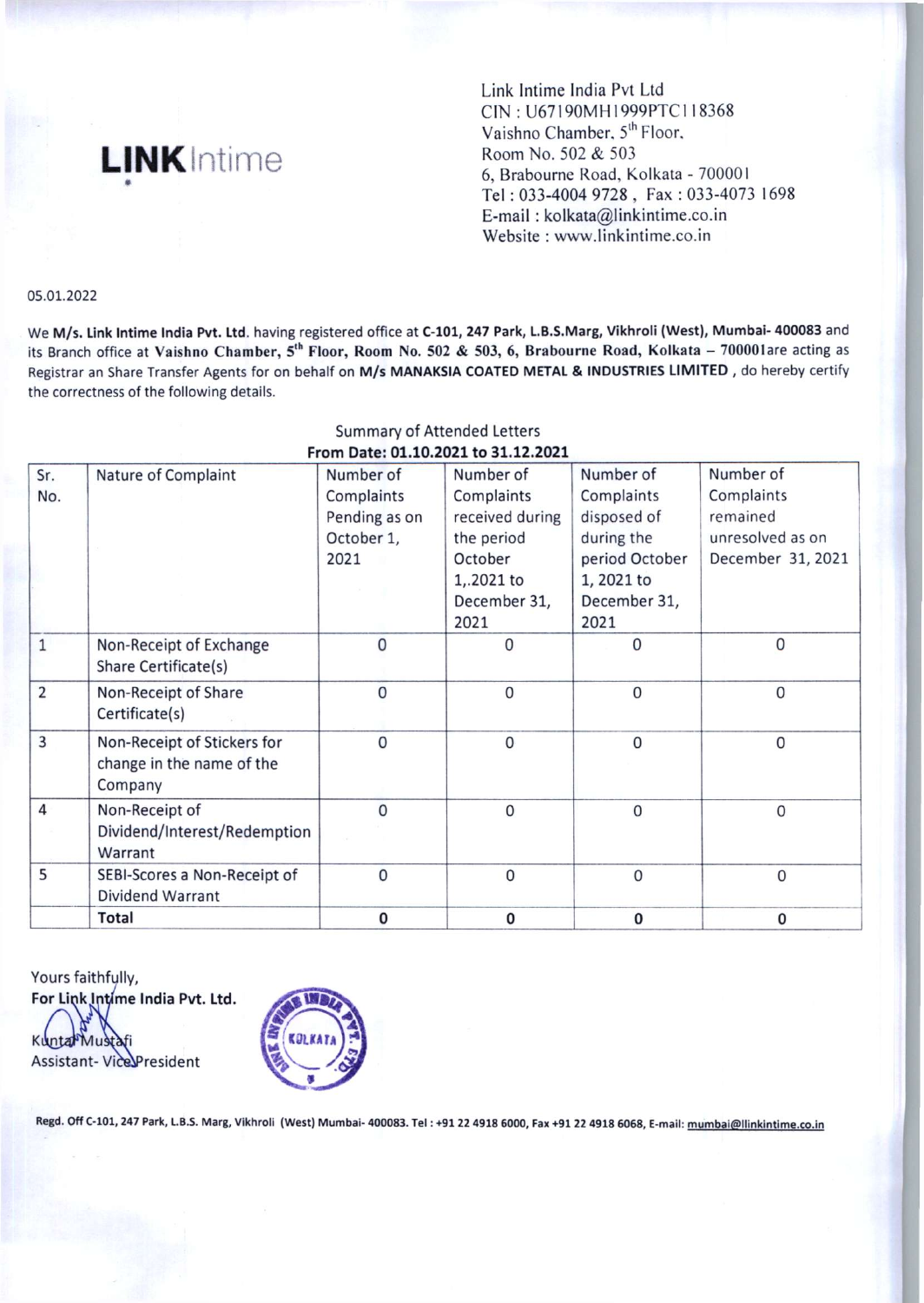**LINK** Intime

Link Intime India Pvt Ltd
CIN : U67190MH1999PTC118368
Vaishno Chamber, 5th Floor,
Room No. 502 & 503
6, Brabourne Road, Kolkata - 700001
Tel : 033-4004 9728 , Fax : 033-4073 1698
E-mail : kolkata@linkintime.co.in
Website : www.linkintime.co.in

05.01.2022

We **M/s. Link Intime India Pvt. Ltd.** having registered office at **C-101, 247 Park, L.B.S.Marg, Vikhroli (West), Mumbai- 400083** and its Branch office at **Vaishno Chamber, 5th Floor, Room No. 502 & 503, 6, Brabourne Road, Kolkata – 700001**are acting as Registrar an Share Transfer Agents for on behalf on **M/s MANAKSIA COATED METAL & INDUSTRIES LIMITED** , do hereby certify the correctness of the following details.

Summary of Attended Letters
**From Date: 01.10.2021 to 31.12.2021**

| Sr. No. | Nature of Complaint | Number of Complaints Pending as on October 1, 2021 | Number of Complaints received during the period October 1,.2021 to December 31, 2021 | Number of Complaints disposed of during the period October 1, 2021 to December 31, 2021 | Number of Complaints remained unresolved as on December 31, 2021 |
|---|---|---|---|---|---|
| 1 | Non-Receipt of Exchange Share Certificate(s) | 0 | 0 | 0 | 0 |
| 2 | Non-Receipt of Share Certificate(s) | 0 | 0 | 0 | 0 |
| 3 | Non-Receipt of Stickers for change in the name of the Company | 0 | 0 | 0 | 0 |
| 4 | Non-Receipt of Dividend/Interest/Redemption Warrant | 0 | 0 | 0 | 0 |
| 5 | SEBI-Scores a Non-Receipt of Dividend Warrant | 0 | 0 | 0 | 0 |
| | **Total** | **0** | **0** | **0** | **0** |

Yours faithfully,
**For Link Intime India Pvt. Ltd.**

Kuntal Mustafi
Assistant- Vice President

Regd. Off C-101, 247 Park, L.B.S. Marg, Vikhroli (West) Mumbai- 400083. Tel : +91 22 4918 6000, Fax +91 22 4918 6068, E-mail: mumbai@linkintime.co.in